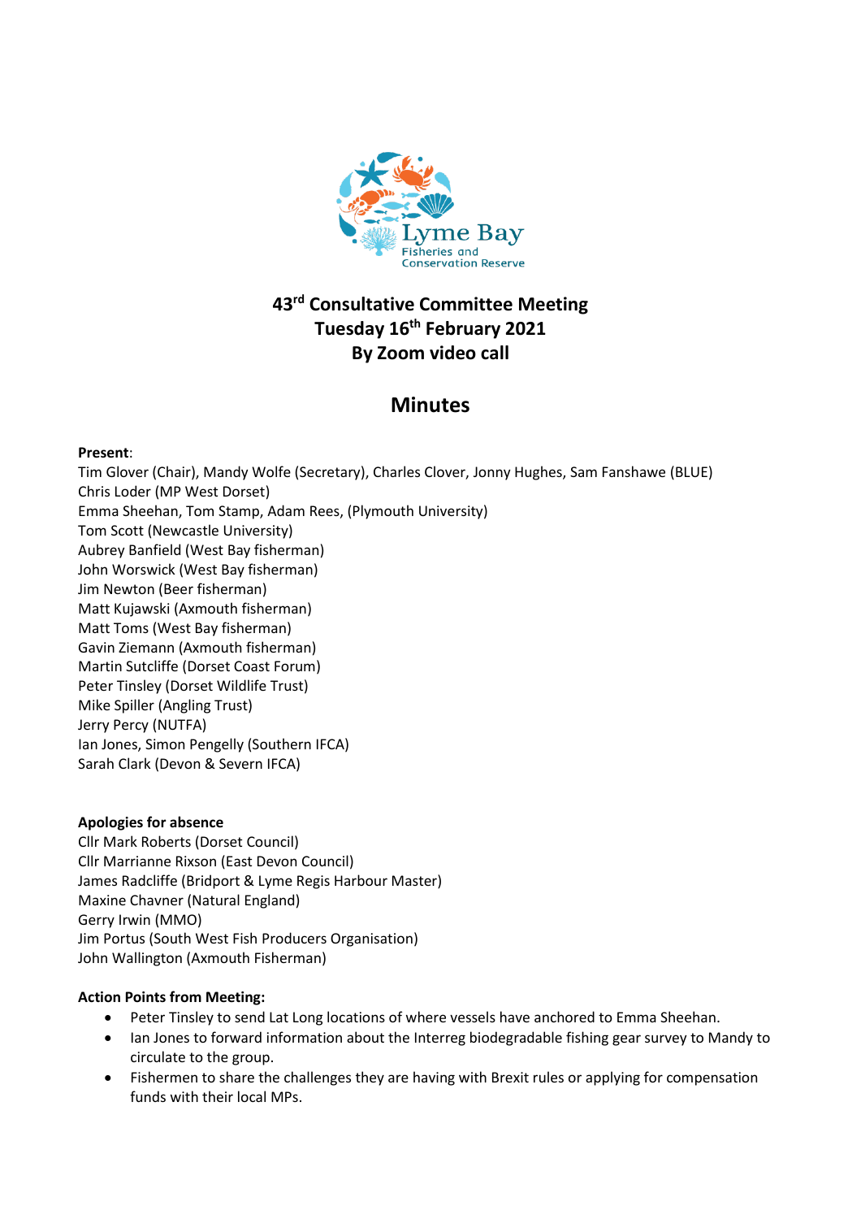# 43rd Consultative Committee Meeting
# Tuesday 16th February 2021
# By Zoom video call

## Minutes

**Present**:

Tim Glover (Chair), Mandy Wolfe (Secretary), Charles Clover, Jonny Hughes, Sam Fanshawe (BLUE)
Chris Loder (MP West Dorset)
Emma Sheehan, Tom Stamp, Adam Rees, (Plymouth University)
Tom Scott (Newcastle University)
Aubrey Banfield (West Bay fisherman)
John Worswick (West Bay fisherman)
Jim Newton (Beer fisherman)
Matt Kujawski (Axmouth fisherman)
Matt Toms (West Bay fisherman)
Gavin Ziemann (Axmouth fisherman)
Martin Sutcliffe (Dorset Coast Forum)
Peter Tinsley (Dorset Wildlife Trust)
Mike Spiller (Angling Trust)
Jerry Percy (NUTFA)
Ian Jones, Simon Pengelly (Southern IFCA)
Sarah Clark (Devon & Severn IFCA)

**Apologies for absence**

Cllr Mark Roberts (Dorset Council)
Cllr Marrianne Rixson (East Devon Council)
James Radcliffe (Bridport & Lyme Regis Harbour Master)
Maxine Chavner (Natural England)
Gerry Irwin (MMO)
Jim Portus (South West Fish Producers Organisation)
John Wallington (Axmouth Fisherman)

**Action Points from Meeting:**

- Peter Tinsley to send Lat Long locations of where vessels have anchored to Emma Sheehan.
- Ian Jones to forward information about the Interreg biodegradable fishing gear survey to Mandy to circulate to the group.
- Fishermen to share the challenges they are having with Brexit rules or applying for compensation funds with their local MPs.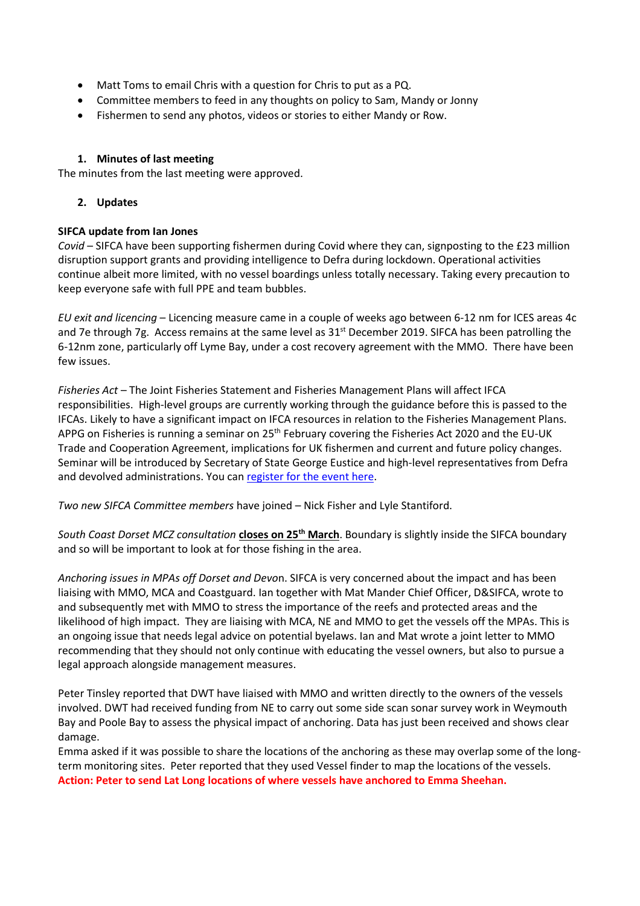- Matt Toms to email Chris with a question for Chris to put as a PQ.
- Committee members to feed in any thoughts on policy to Sam, Mandy or Jonny
- Fishermen to send any photos, videos or stories to either Mandy or Row.

## 1. Minutes of last meeting

The minutes from the last meeting were approved.

## 2. Updates

**SIFCA update from Ian Jones**

*Covid* – SIFCA have been supporting fishermen during Covid where they can, signposting to the £23 million disruption support grants and providing intelligence to Defra during lockdown. Operational activities continue albeit more limited, with no vessel boardings unless totally necessary. Taking every precaution to keep everyone safe with full PPE and team bubbles.

*EU exit and licencing* – Licencing measure came in a couple of weeks ago between 6-12 nm for ICES areas 4c and 7e through 7g. Access remains at the same level as 31st December 2019. SIFCA has been patrolling the 6-12nm zone, particularly off Lyme Bay, under a cost recovery agreement with the MMO. There have been few issues.

*Fisheries Act* – The Joint Fisheries Statement and Fisheries Management Plans will affect IFCA responsibilities. High-level groups are currently working through the guidance before this is passed to the IFCAs. Likely to have a significant impact on IFCA resources in relation to the Fisheries Management Plans. APPG on Fisheries is running a seminar on 25th February covering the Fisheries Act 2020 and the EU-UK Trade and Cooperation Agreement, implications for UK fishermen and current and future policy changes. Seminar will be introduced by Secretary of State George Eustice and high-level representatives from Defra and devolved administrations. You can register for the event here.

*Two new SIFCA Committee members* have joined – Nick Fisher and Lyle Stantiford.

*South Coast Dorset MCZ consultation* **closes on 25th March**. Boundary is slightly inside the SIFCA boundary and so will be important to look at for those fishing in the area.

*Anchoring issues in MPAs off Dorset and Devo*n. SIFCA is very concerned about the impact and has been liaising with MMO, MCA and Coastguard. Ian together with Mat Mander Chief Officer, D&SIFCA, wrote to and subsequently met with MMO to stress the importance of the reefs and protected areas and the likelihood of high impact. They are liaising with MCA, NE and MMO to get the vessels off the MPAs. This is an ongoing issue that needs legal advice on potential byelaws. Ian and Mat wrote a joint letter to MMO recommending that they should not only continue with educating the vessel owners, but also to pursue a legal approach alongside management measures.

Peter Tinsley reported that DWT have liaised with MMO and written directly to the owners of the vessels involved. DWT had received funding from NE to carry out some side scan sonar survey work in Weymouth Bay and Poole Bay to assess the physical impact of anchoring. Data has just been received and shows clear damage.

Emma asked if it was possible to share the locations of the anchoring as these may overlap some of the long-term monitoring sites. Peter reported that they used Vessel finder to map the locations of the vessels.

**Action: Peter to send Lat Long locations of where vessels have anchored to Emma Sheehan.**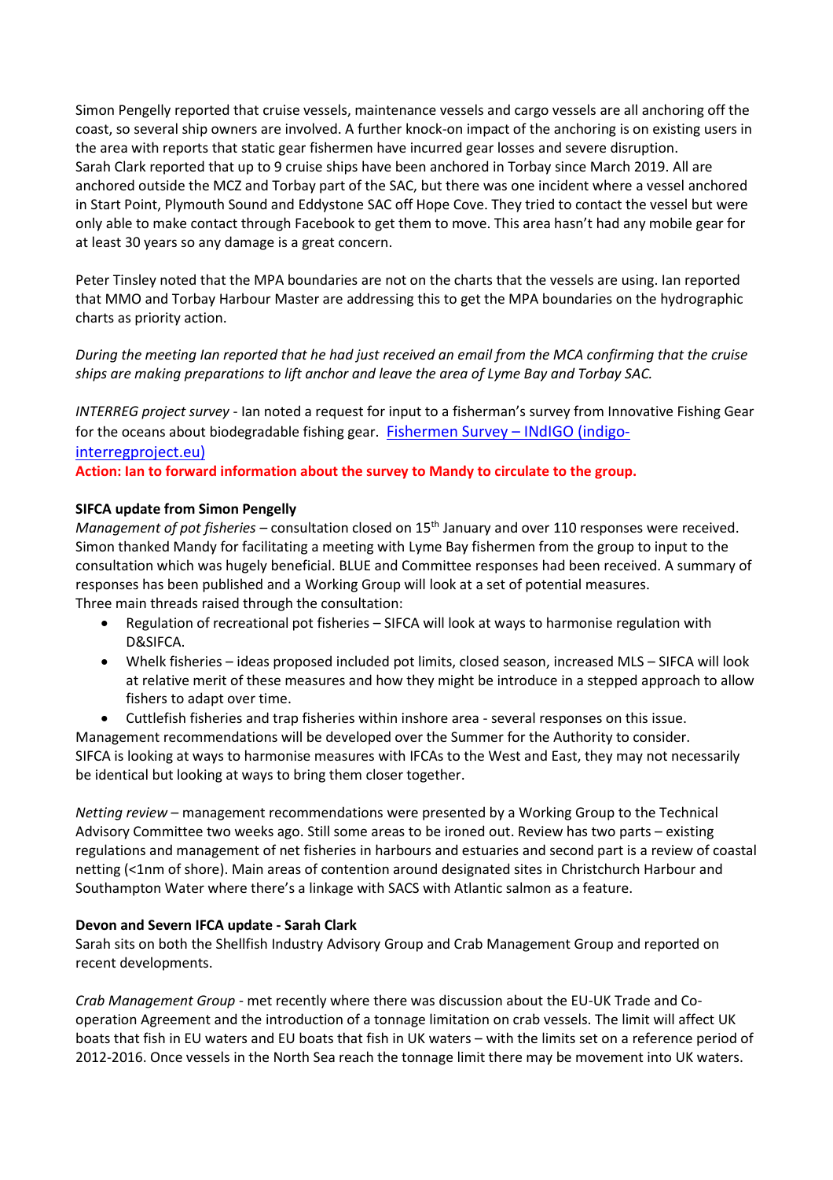Simon Pengelly reported that cruise vessels, maintenance vessels and cargo vessels are all anchoring off the coast, so several ship owners are involved. A further knock-on impact of the anchoring is on existing users in the area with reports that static gear fishermen have incurred gear losses and severe disruption.
Sarah Clark reported that up to 9 cruise ships have been anchored in Torbay since March 2019. All are anchored outside the MCZ and Torbay part of the SAC, but there was one incident where a vessel anchored in Start Point, Plymouth Sound and Eddystone SAC off Hope Cove. They tried to contact the vessel but were only able to make contact through Facebook to get them to move. This area hasn't had any mobile gear for at least 30 years so any damage is a great concern.

Peter Tinsley noted that the MPA boundaries are not on the charts that the vessels are using. Ian reported that MMO and Torbay Harbour Master are addressing this to get the MPA boundaries on the hydrographic charts as priority action.

*During the meeting Ian reported that he had just received an email from the MCA confirming that the cruise ships are making preparations to lift anchor and leave the area of Lyme Bay and Torbay SAC.*

*INTERREG project survey* - Ian noted a request for input to a fisherman's survey from Innovative Fishing Gear for the oceans about biodegradable fishing gear. [Fishermen Survey – INdIGO (indigo-interregproject.eu)](indigo-interregproject.eu)

**Action: Ian to forward information about the survey to Mandy to circulate to the group.**

**SIFCA update from Simon Pengelly**

*Management of pot fisheries* – consultation closed on 15th January and over 110 responses were received. Simon thanked Mandy for facilitating a meeting with Lyme Bay fishermen from the group to input to the consultation which was hugely beneficial. BLUE and Committee responses had been received. A summary of responses has been published and a Working Group will look at a set of potential measures.
Three main threads raised through the consultation:

- Regulation of recreational pot fisheries – SIFCA will look at ways to harmonise regulation with D&SIFCA.
- Whelk fisheries – ideas proposed included pot limits, closed season, increased MLS – SIFCA will look at relative merit of these measures and how they might be introduce in a stepped approach to allow fishers to adapt over time.
- Cuttlefish fisheries and trap fisheries within inshore area - several responses on this issue.

Management recommendations will be developed over the Summer for the Authority to consider.
SIFCA is looking at ways to harmonise measures with IFCAs to the West and East, they may not necessarily be identical but looking at ways to bring them closer together.

*Netting review* – management recommendations were presented by a Working Group to the Technical Advisory Committee two weeks ago. Still some areas to be ironed out. Review has two parts – existing regulations and management of net fisheries in harbours and estuaries and second part is a review of coastal netting (<1nm of shore). Main areas of contention around designated sites in Christchurch Harbour and Southampton Water where there's a linkage with SACS with Atlantic salmon as a feature.

**Devon and Severn IFCA update - Sarah Clark**

Sarah sits on both the Shellfish Industry Advisory Group and Crab Management Group and reported on recent developments.

*Crab Management Group* - met recently where there was discussion about the EU-UK Trade and Co-operation Agreement and the introduction of a tonnage limitation on crab vessels. The limit will affect UK boats that fish in EU waters and EU boats that fish in UK waters – with the limits set on a reference period of 2012-2016. Once vessels in the North Sea reach the tonnage limit there may be movement into UK waters.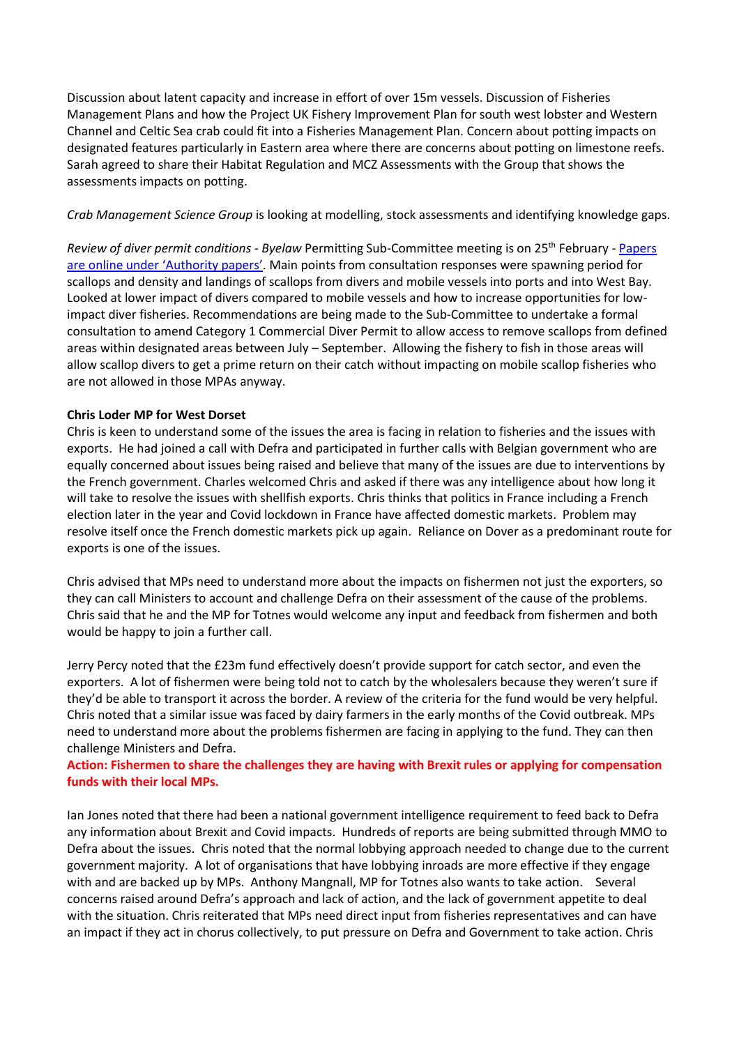Discussion about latent capacity and increase in effort of over 15m vessels. Discussion of Fisheries Management Plans and how the Project UK Fishery Improvement Plan for south west lobster and Western Channel and Celtic Sea crab could fit into a Fisheries Management Plan. Concern about potting impacts on designated features particularly in Eastern area where there are concerns about potting on limestone reefs. Sarah agreed to share their Habitat Regulation and MCZ Assessments with the Group that shows the assessments impacts on potting.

*Crab Management Science Group* is looking at modelling, stock assessments and identifying knowledge gaps.

*Review of diver permit conditions - Byelaw* Permitting Sub-Committee meeting is on 25th February - Papers are online under 'Authority papers'. Main points from consultation responses were spawning period for scallops and density and landings of scallops from divers and mobile vessels into ports and into West Bay. Looked at lower impact of divers compared to mobile vessels and how to increase opportunities for low-impact diver fisheries. Recommendations are being made to the Sub-Committee to undertake a formal consultation to amend Category 1 Commercial Diver Permit to allow access to remove scallops from defined areas within designated areas between July – September. Allowing the fishery to fish in those areas will allow scallop divers to get a prime return on their catch without impacting on mobile scallop fisheries who are not allowed in those MPAs anyway.

**Chris Loder MP for West Dorset**

Chris is keen to understand some of the issues the area is facing in relation to fisheries and the issues with exports. He had joined a call with Defra and participated in further calls with Belgian government who are equally concerned about issues being raised and believe that many of the issues are due to interventions by the French government. Charles welcomed Chris and asked if there was any intelligence about how long it will take to resolve the issues with shellfish exports. Chris thinks that politics in France including a French election later in the year and Covid lockdown in France have affected domestic markets. Problem may resolve itself once the French domestic markets pick up again. Reliance on Dover as a predominant route for exports is one of the issues.

Chris advised that MPs need to understand more about the impacts on fishermen not just the exporters, so they can call Ministers to account and challenge Defra on their assessment of the cause of the problems. Chris said that he and the MP for Totnes would welcome any input and feedback from fishermen and both would be happy to join a further call.

Jerry Percy noted that the £23m fund effectively doesn't provide support for catch sector, and even the exporters. A lot of fishermen were being told not to catch by the wholesalers because they weren't sure if they'd be able to transport it across the border. A review of the criteria for the fund would be very helpful. Chris noted that a similar issue was faced by dairy farmers in the early months of the Covid outbreak. MPs need to understand more about the problems fishermen are facing in applying to the fund. They can then challenge Ministers and Defra.

**Action: Fishermen to share the challenges they are having with Brexit rules or applying for compensation funds with their local MPs.**

Ian Jones noted that there had been a national government intelligence requirement to feed back to Defra any information about Brexit and Covid impacts. Hundreds of reports are being submitted through MMO to Defra about the issues. Chris noted that the normal lobbying approach needed to change due to the current government majority. A lot of organisations that have lobbying inroads are more effective if they engage with and are backed up by MPs. Anthony Mangnall, MP for Totnes also wants to take action. Several concerns raised around Defra's approach and lack of action, and the lack of government appetite to deal with the situation. Chris reiterated that MPs need direct input from fisheries representatives and can have an impact if they act in chorus collectively, to put pressure on Defra and Government to take action. Chris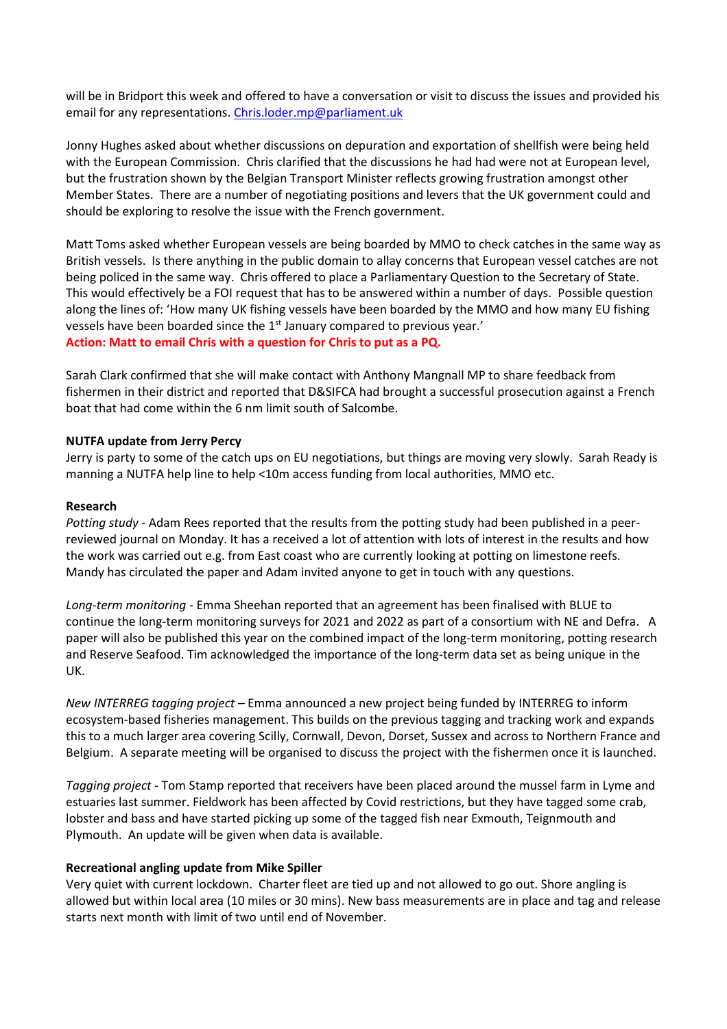will be in Bridport this week and offered to have a conversation or visit to discuss the issues and provided his email for any representations. Chris.loder.mp@parliament.uk

Jonny Hughes asked about whether discussions on depuration and exportation of shellfish were being held with the European Commission. Chris clarified that the discussions he had had were not at European level, but the frustration shown by the Belgian Transport Minister reflects growing frustration amongst other Member States. There are a number of negotiating positions and levers that the UK government could and should be exploring to resolve the issue with the French government.

Matt Toms asked whether European vessels are being boarded by MMO to check catches in the same way as British vessels. Is there anything in the public domain to allay concerns that European vessel catches are not being policed in the same way. Chris offered to place a Parliamentary Question to the Secretary of State. This would effectively be a FOI request that has to be answered within a number of days. Possible question along the lines of: 'How many UK fishing vessels have been boarded by the MMO and how many EU fishing vessels have been boarded since the 1st January compared to previous year.'

**Action: Matt to email Chris with a question for Chris to put as a PQ.**

Sarah Clark confirmed that she will make contact with Anthony Mangnall MP to share feedback from fishermen in their district and reported that D&SIFCA had brought a successful prosecution against a French boat that had come within the 6 nm limit south of Salcombe.

**NUTFA update from Jerry Percy**

Jerry is party to some of the catch ups on EU negotiations, but things are moving very slowly. Sarah Ready is manning a NUTFA help line to help <10m access funding from local authorities, MMO etc.

**Research**

*Potting study* - Adam Rees reported that the results from the potting study had been published in a peer-reviewed journal on Monday. It has a received a lot of attention with lots of interest in the results and how the work was carried out e.g. from East coast who are currently looking at potting on limestone reefs. Mandy has circulated the paper and Adam invited anyone to get in touch with any questions.

*Long-term monitoring* - Emma Sheehan reported that an agreement has been finalised with BLUE to continue the long-term monitoring surveys for 2021 and 2022 as part of a consortium with NE and Defra. A paper will also be published this year on the combined impact of the long-term monitoring, potting research and Reserve Seafood. Tim acknowledged the importance of the long-term data set as being unique in the UK.

*New INTERREG tagging project* – Emma announced a new project being funded by INTERREG to inform ecosystem-based fisheries management. This builds on the previous tagging and tracking work and expands this to a much larger area covering Scilly, Cornwall, Devon, Dorset, Sussex and across to Northern France and Belgium. A separate meeting will be organised to discuss the project with the fishermen once it is launched.

*Tagging project* - Tom Stamp reported that receivers have been placed around the mussel farm in Lyme and estuaries last summer. Fieldwork has been affected by Covid restrictions, but they have tagged some crab, lobster and bass and have started picking up some of the tagged fish near Exmouth, Teignmouth and Plymouth. An update will be given when data is available.

**Recreational angling update from Mike Spiller**

Very quiet with current lockdown. Charter fleet are tied up and not allowed to go out. Shore angling is allowed but within local area (10 miles or 30 mins). New bass measurements are in place and tag and release starts next month with limit of two until end of November.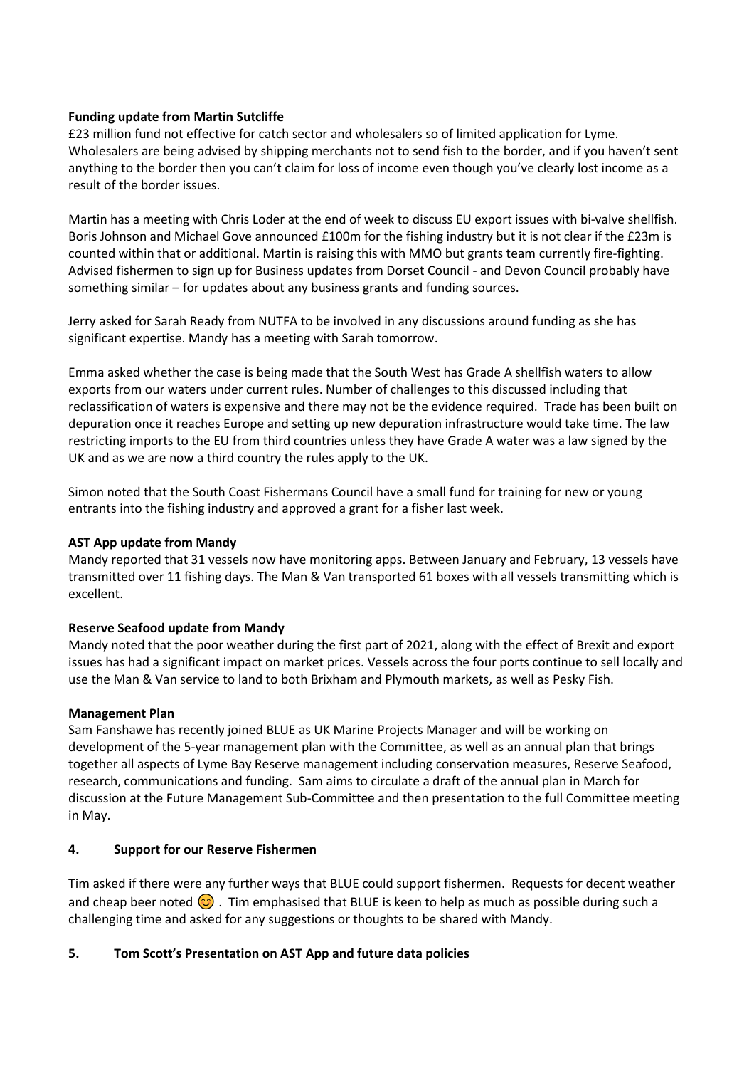**Funding update from Martin Sutcliffe**

£23 million fund not effective for catch sector and wholesalers so of limited application for Lyme. Wholesalers are being advised by shipping merchants not to send fish to the border, and if you haven't sent anything to the border then you can't claim for loss of income even though you've clearly lost income as a result of the border issues.

Martin has a meeting with Chris Loder at the end of week to discuss EU export issues with bi-valve shellfish. Boris Johnson and Michael Gove announced £100m for the fishing industry but it is not clear if the £23m is counted within that or additional. Martin is raising this with MMO but grants team currently fire-fighting. Advised fishermen to sign up for Business updates from Dorset Council - and Devon Council probably have something similar – for updates about any business grants and funding sources.

Jerry asked for Sarah Ready from NUTFA to be involved in any discussions around funding as she has significant expertise. Mandy has a meeting with Sarah tomorrow.

Emma asked whether the case is being made that the South West has Grade A shellfish waters to allow exports from our waters under current rules. Number of challenges to this discussed including that reclassification of waters is expensive and there may not be the evidence required. Trade has been built on depuration once it reaches Europe and setting up new depuration infrastructure would take time. The law restricting imports to the EU from third countries unless they have Grade A water was a law signed by the UK and as we are now a third country the rules apply to the UK.

Simon noted that the South Coast Fishermans Council have a small fund for training for new or young entrants into the fishing industry and approved a grant for a fisher last week.

**AST App update from Mandy**

Mandy reported that 31 vessels now have monitoring apps. Between January and February, 13 vessels have transmitted over 11 fishing days. The Man & Van transported 61 boxes with all vessels transmitting which is excellent.

**Reserve Seafood update from Mandy**

Mandy noted that the poor weather during the first part of 2021, along with the effect of Brexit and export issues has had a significant impact on market prices. Vessels across the four ports continue to sell locally and use the Man & Van service to land to both Brixham and Plymouth markets, as well as Pesky Fish.

**Management Plan**

Sam Fanshawe has recently joined BLUE as UK Marine Projects Manager and will be working on development of the 5-year management plan with the Committee, as well as an annual plan that brings together all aspects of Lyme Bay Reserve management including conservation measures, Reserve Seafood, research, communications and funding. Sam aims to circulate a draft of the annual plan in March for discussion at the Future Management Sub-Committee and then presentation to the full Committee meeting in May.

## 4. Support for our Reserve Fishermen

Tim asked if there were any further ways that BLUE could support fishermen. Requests for decent weather and cheap beer noted 😊 . Tim emphasised that BLUE is keen to help as much as possible during such a challenging time and asked for any suggestions or thoughts to be shared with Mandy.

## 5. Tom Scott's Presentation on AST App and future data policies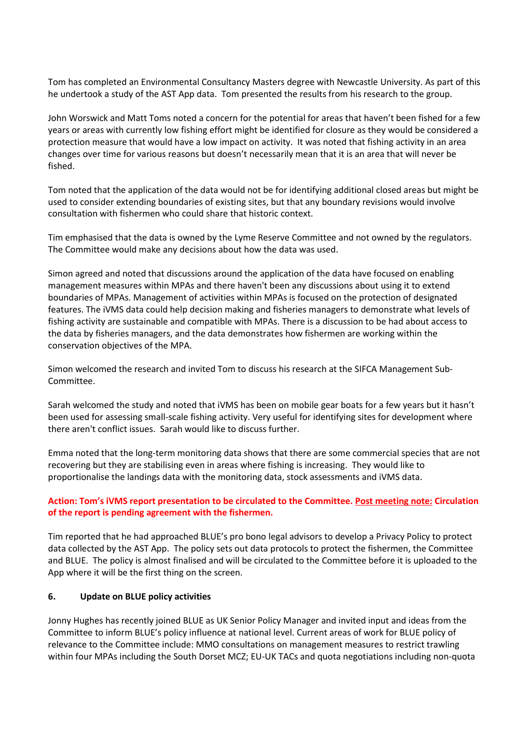Tom has completed an Environmental Consultancy Masters degree with Newcastle University. As part of this he undertook a study of the AST App data. Tom presented the results from his research to the group.

John Worswick and Matt Toms noted a concern for the potential for areas that haven't been fished for a few years or areas with currently low fishing effort might be identified for closure as they would be considered a protection measure that would have a low impact on activity. It was noted that fishing activity in an area changes over time for various reasons but doesn't necessarily mean that it is an area that will never be fished.

Tom noted that the application of the data would not be for identifying additional closed areas but might be used to consider extending boundaries of existing sites, but that any boundary revisions would involve consultation with fishermen who could share that historic context.

Tim emphasised that the data is owned by the Lyme Reserve Committee and not owned by the regulators. The Committee would make any decisions about how the data was used.

Simon agreed and noted that discussions around the application of the data have focused on enabling management measures within MPAs and there haven't been any discussions about using it to extend boundaries of MPAs. Management of activities within MPAs is focused on the protection of designated features. The iVMS data could help decision making and fisheries managers to demonstrate what levels of fishing activity are sustainable and compatible with MPAs. There is a discussion to be had about access to the data by fisheries managers, and the data demonstrates how fishermen are working within the conservation objectives of the MPA.

Simon welcomed the research and invited Tom to discuss his research at the SIFCA Management Sub-Committee.

Sarah welcomed the study and noted that iVMS has been on mobile gear boats for a few years but it hasn't been used for assessing small-scale fishing activity. Very useful for identifying sites for development where there aren't conflict issues. Sarah would like to discuss further.

Emma noted that the long-term monitoring data shows that there are some commercial species that are not recovering but they are stabilising even in areas where fishing is increasing. They would like to proportionalise the landings data with the monitoring data, stock assessments and iVMS data.

**Action: Tom's iVMS report presentation to be circulated to the Committee. Post meeting note: Circulation of the report is pending agreement with the fishermen.**

Tim reported that he had approached BLUE's pro bono legal advisors to develop a Privacy Policy to protect data collected by the AST App. The policy sets out data protocols to protect the fishermen, the Committee and BLUE. The policy is almost finalised and will be circulated to the Committee before it is uploaded to the App where it will be the first thing on the screen.

## 6. Update on BLUE policy activities

Jonny Hughes has recently joined BLUE as UK Senior Policy Manager and invited input and ideas from the Committee to inform BLUE's policy influence at national level. Current areas of work for BLUE policy of relevance to the Committee include: MMO consultations on management measures to restrict trawling within four MPAs including the South Dorset MCZ; EU-UK TACs and quota negotiations including non-quota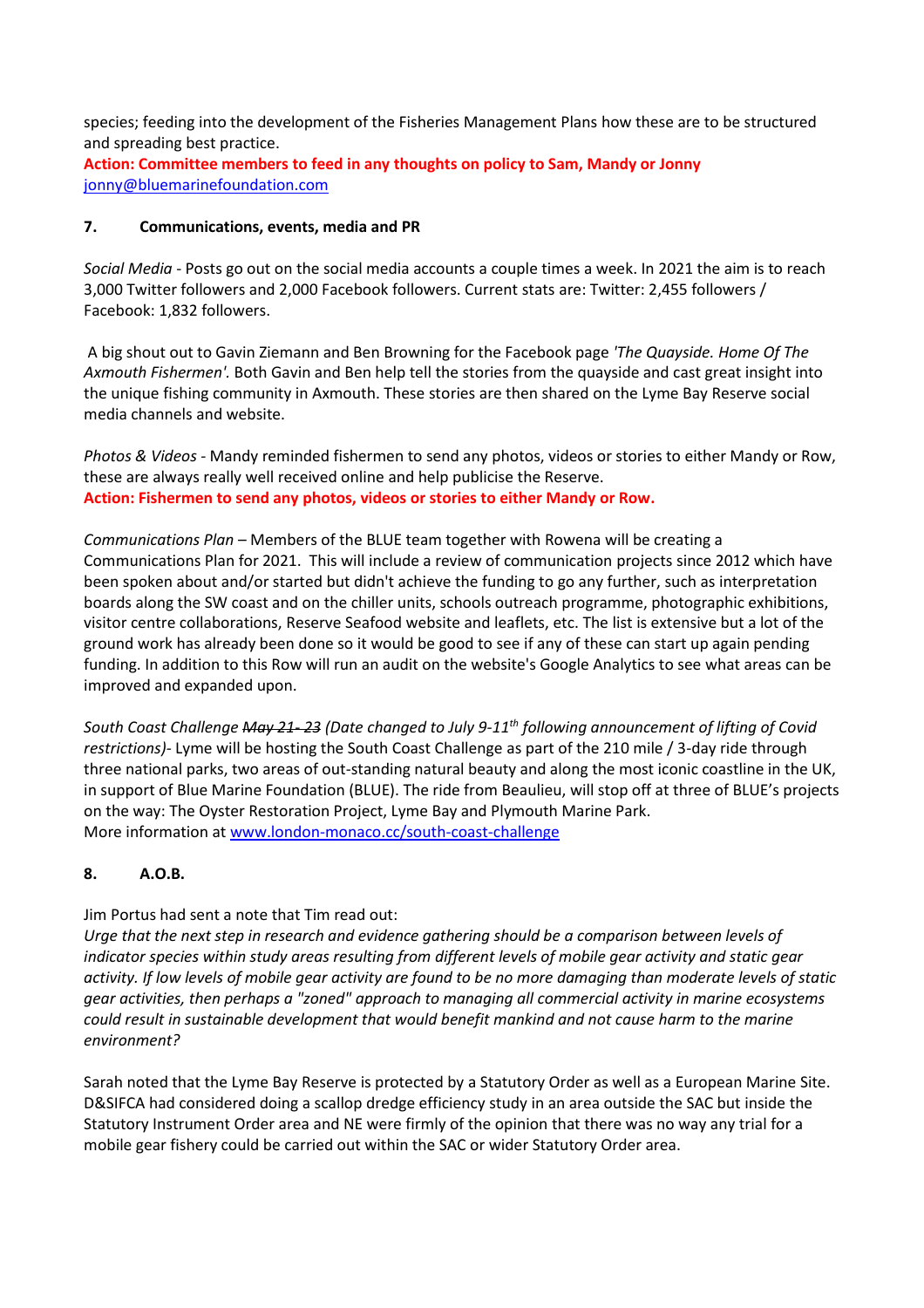species; feeding into the development of the Fisheries Management Plans how these are to be structured and spreading best practice.

**Action: Committee members to feed in any thoughts on policy to Sam, Mandy or Jonny** jonny@bluemarinefoundation.com

**7. Communications, events, media and PR**

*Social Media* - Posts go out on the social media accounts a couple times a week. In 2021 the aim is to reach 3,000 Twitter followers and 2,000 Facebook followers. Current stats are: Twitter: 2,455 followers / Facebook: 1,832 followers.

A big shout out to Gavin Ziemann and Ben Browning for the Facebook page *'The Quayside. Home Of The Axmouth Fishermen'.* Both Gavin and Ben help tell the stories from the quayside and cast great insight into the unique fishing community in Axmouth. These stories are then shared on the Lyme Bay Reserve social media channels and website.

*Photos & Videos* - Mandy reminded fishermen to send any photos, videos or stories to either Mandy or Row, these are always really well received online and help publicise the Reserve.

**Action: Fishermen to send any photos, videos or stories to either Mandy or Row.**

*Communications Plan* – Members of the BLUE team together with Rowena will be creating a Communications Plan for 2021. This will include a review of communication projects since 2012 which have been spoken about and/or started but didn't achieve the funding to go any further, such as interpretation boards along the SW coast and on the chiller units, schools outreach programme, photographic exhibitions, visitor centre collaborations, Reserve Seafood website and leaflets, etc. The list is extensive but a lot of the ground work has already been done so it would be good to see if any of these can start up again pending funding. In addition to this Row will run an audit on the website's Google Analytics to see what areas can be improved and expanded upon.

*South Coast Challenge ~~May 21- 23~~ (Date changed to July 9-11th following announcement of lifting of Covid restrictions)*- Lyme will be hosting the South Coast Challenge as part of the 210 mile / 3-day ride through three national parks, two areas of out-standing natural beauty and along the most iconic coastline in the UK, in support of Blue Marine Foundation (BLUE). The ride from Beaulieu, will stop off at three of BLUE's projects on the way: The Oyster Restoration Project, Lyme Bay and Plymouth Marine Park.
More information at www.london-monaco.cc/south-coast-challenge

**8. A.O.B.**

Jim Portus had sent a note that Tim read out:
*Urge that the next step in research and evidence gathering should be a comparison between levels of indicator species within study areas resulting from different levels of mobile gear activity and static gear activity. If low levels of mobile gear activity are found to be no more damaging than moderate levels of static gear activities, then perhaps a "zoned" approach to managing all commercial activity in marine ecosystems could result in sustainable development that would benefit mankind and not cause harm to the marine environment?*

Sarah noted that the Lyme Bay Reserve is protected by a Statutory Order as well as a European Marine Site. D&SIFCA had considered doing a scallop dredge efficiency study in an area outside the SAC but inside the Statutory Instrument Order area and NE were firmly of the opinion that there was no way any trial for a mobile gear fishery could be carried out within the SAC or wider Statutory Order area.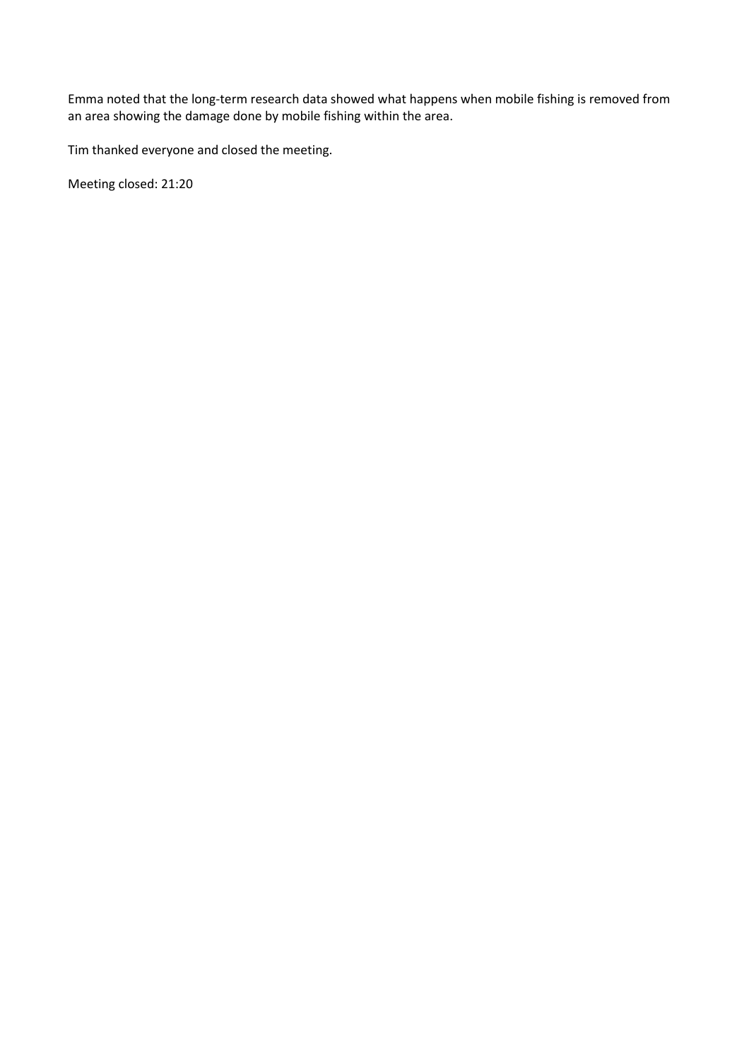Emma noted that the long-term research data showed what happens when mobile fishing is removed from an area showing the damage done by mobile fishing within the area.

Tim thanked everyone and closed the meeting.

Meeting closed: 21:20